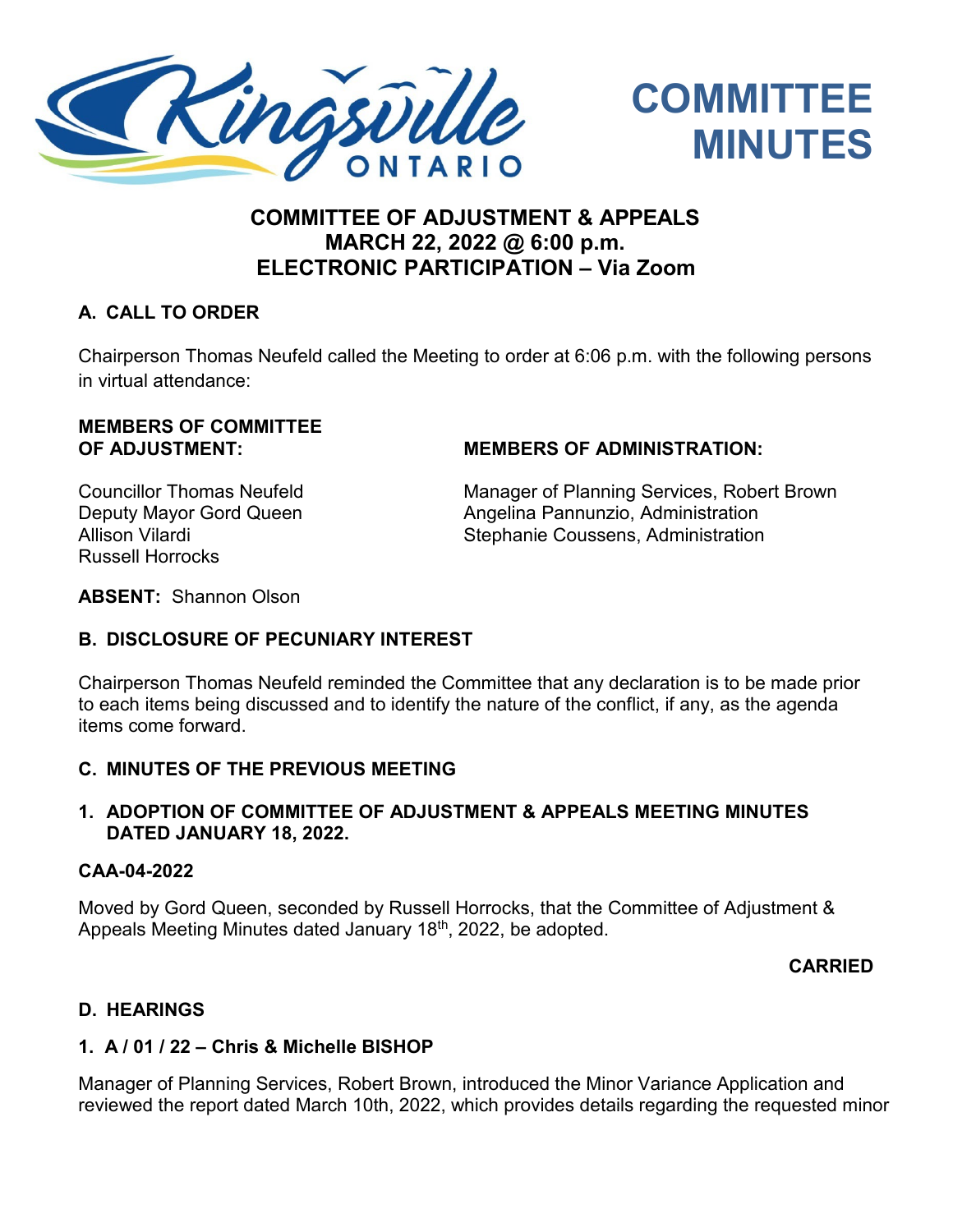# COMMITTEE MINUTES

## COMMITTEE OF ADJUSTMENT & APPEALS
## MARCH 22, 2022 @ 6:00 p.m.
## ELECTRONIC PARTICIPATION – Via Zoom

### A. CALL TO ORDER

Chairperson Thomas Neufeld called the Meeting to order at 6:06 p.m. with the following persons in virtual attendance:

**MEMBERS OF COMMITTEE OF ADJUSTMENT:**

Councillor Thomas Neufeld
Deputy Mayor Gord Queen
Allison Vilardi
Russell Horrocks

**MEMBERS OF ADMINISTRATION:**

Manager of Planning Services, Robert Brown
Angelina Pannunzio, Administration
Stephanie Coussens, Administration

**ABSENT:** Shannon Olson

### B. DISCLOSURE OF PECUNIARY INTEREST

Chairperson Thomas Neufeld reminded the Committee that any declaration is to be made prior to each items being discussed and to identify the nature of the conflict, if any, as the agenda items come forward.

### C. MINUTES OF THE PREVIOUS MEETING

#### 1. ADOPTION OF COMMITTEE OF ADJUSTMENT & APPEALS MEETING MINUTES DATED JANUARY 18, 2022.

**CAA-04-2022**

Moved by Gord Queen, seconded by Russell Horrocks, that the Committee of Adjustment & Appeals Meeting Minutes dated January 18th, 2022, be adopted.

**CARRIED**

### D. HEARINGS

#### 1. A / 01 / 22 – Chris & Michelle BISHOP

Manager of Planning Services, Robert Brown, introduced the Minor Variance Application and reviewed the report dated March 10th, 2022, which provides details regarding the requested minor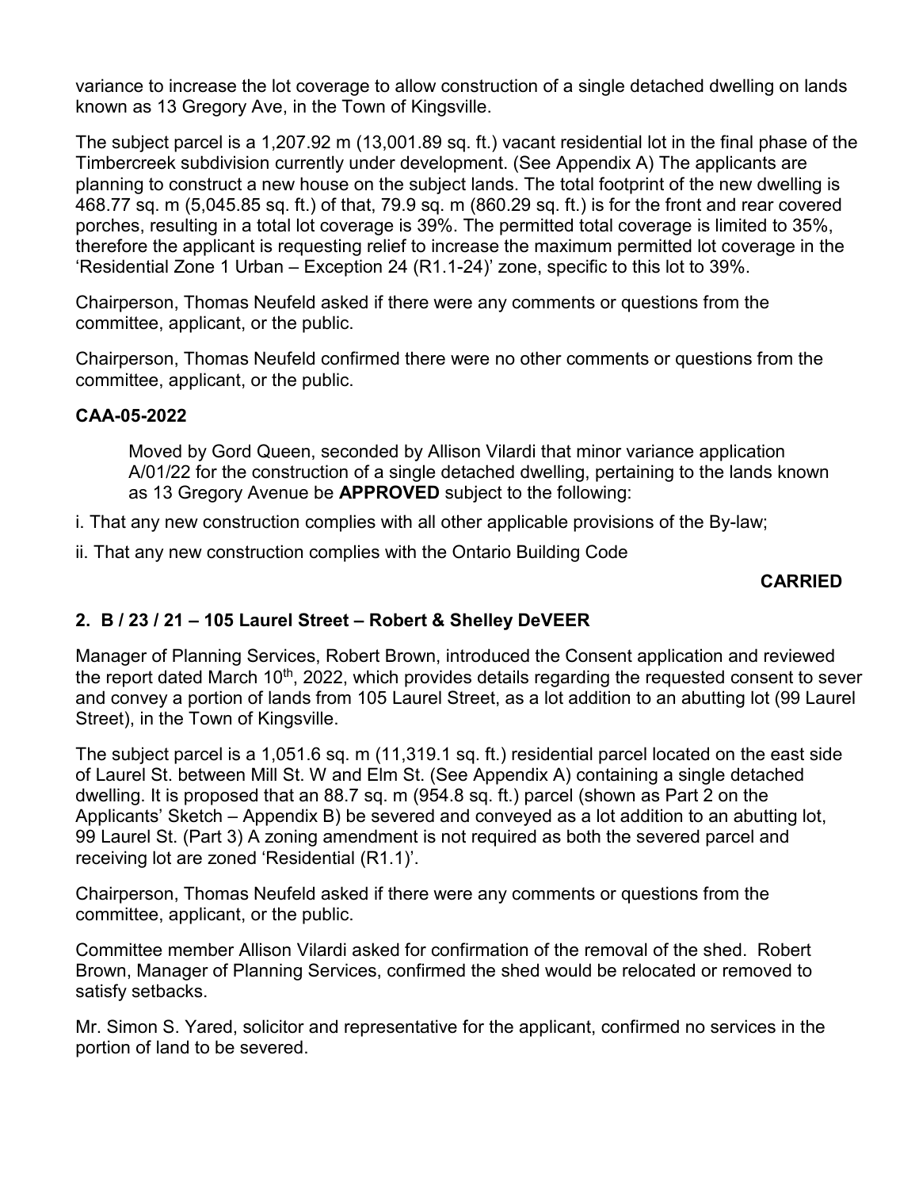variance to increase the lot coverage to allow construction of a single detached dwelling on lands known as 13 Gregory Ave, in the Town of Kingsville.

The subject parcel is a 1,207.92 m (13,001.89 sq. ft.) vacant residential lot in the final phase of the Timbercreek subdivision currently under development. (See Appendix A) The applicants are planning to construct a new house on the subject lands. The total footprint of the new dwelling is 468.77 sq. m (5,045.85 sq. ft.) of that, 79.9 sq. m (860.29 sq. ft.) is for the front and rear covered porches, resulting in a total lot coverage is 39%. The permitted total coverage is limited to 35%, therefore the applicant is requesting relief to increase the maximum permitted lot coverage in the 'Residential Zone 1 Urban – Exception 24 (R1.1-24)' zone, specific to this lot to 39%.

Chairperson, Thomas Neufeld asked if there were any comments or questions from the committee, applicant, or the public.

Chairperson, Thomas Neufeld confirmed there were no other comments or questions from the committee, applicant, or the public.

**CAA-05-2022**

> Moved by Gord Queen, seconded by Allison Vilardi that minor variance application A/01/22 for the construction of a single detached dwelling, pertaining to the lands known as 13 Gregory Avenue be **APPROVED** subject to the following:

i. That any new construction complies with all other applicable provisions of the By-law;

ii. That any new construction complies with the Ontario Building Code

**CARRIED**

### 2. B / 23 / 21 – 105 Laurel Street – Robert & Shelley DeVEER

Manager of Planning Services, Robert Brown, introduced the Consent application and reviewed the report dated March 10th, 2022, which provides details regarding the requested consent to sever and convey a portion of lands from 105 Laurel Street, as a lot addition to an abutting lot (99 Laurel Street), in the Town of Kingsville.

The subject parcel is a 1,051.6 sq. m (11,319.1 sq. ft.) residential parcel located on the east side of Laurel St. between Mill St. W and Elm St. (See Appendix A) containing a single detached dwelling. It is proposed that an 88.7 sq. m (954.8 sq. ft.) parcel (shown as Part 2 on the Applicants' Sketch – Appendix B) be severed and conveyed as a lot addition to an abutting lot, 99 Laurel St. (Part 3) A zoning amendment is not required as both the severed parcel and receiving lot are zoned 'Residential (R1.1)'.

Chairperson, Thomas Neufeld asked if there were any comments or questions from the committee, applicant, or the public.

Committee member Allison Vilardi asked for confirmation of the removal of the shed. Robert Brown, Manager of Planning Services, confirmed the shed would be relocated or removed to satisfy setbacks.

Mr. Simon S. Yared, solicitor and representative for the applicant, confirmed no services in the portion of land to be severed.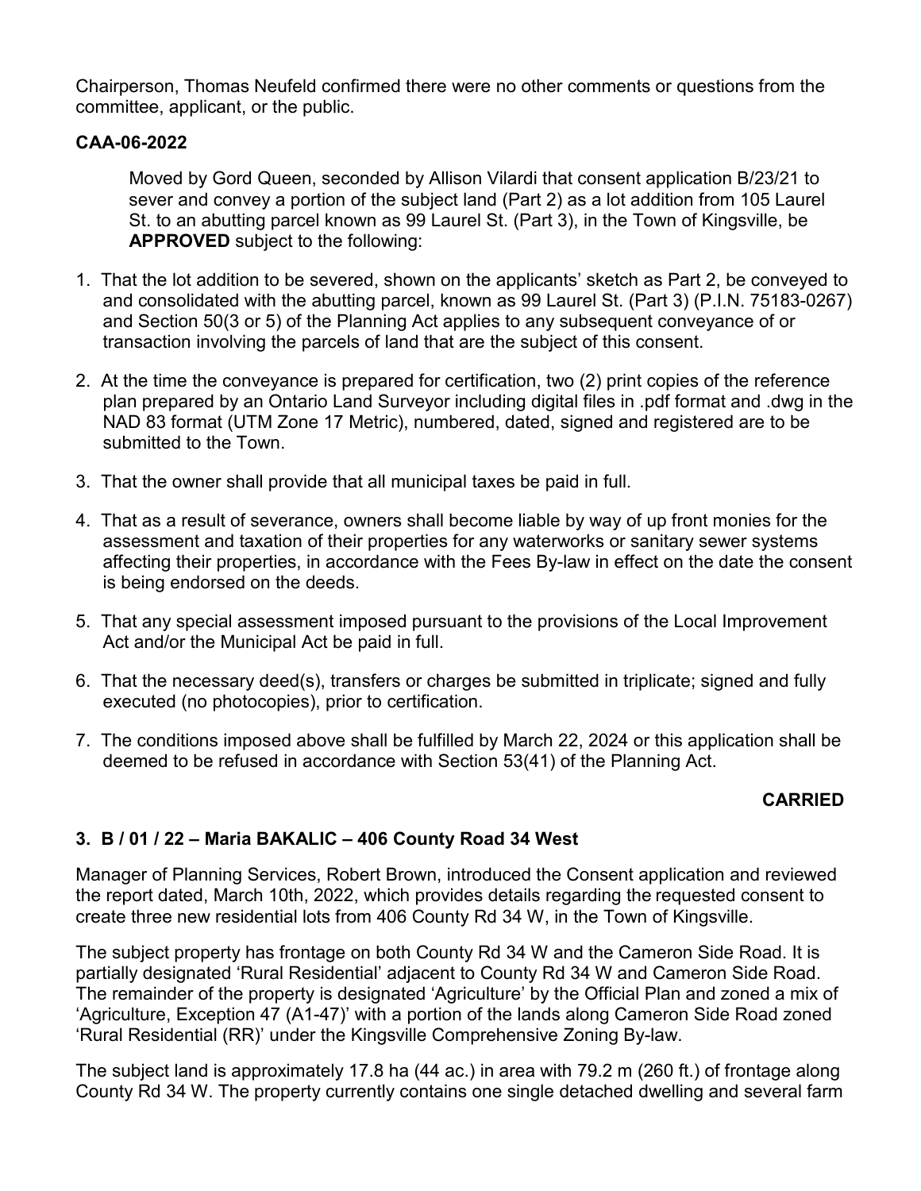Chairperson, Thomas Neufeld confirmed there were no other comments or questions from the committee, applicant, or the public.

**CAA-06-2022**

Moved by Gord Queen, seconded by Allison Vilardi that consent application B/23/21 to sever and convey a portion of the subject land (Part 2) as a lot addition from 105 Laurel St. to an abutting parcel known as 99 Laurel St. (Part 3), in the Town of Kingsville, be **APPROVED** subject to the following:

1. That the lot addition to be severed, shown on the applicants' sketch as Part 2, be conveyed to and consolidated with the abutting parcel, known as 99 Laurel St. (Part 3) (P.I.N. 75183-0267) and Section 50(3 or 5) of the Planning Act applies to any subsequent conveyance of or transaction involving the parcels of land that are the subject of this consent.
2. At the time the conveyance is prepared for certification, two (2) print copies of the reference plan prepared by an Ontario Land Surveyor including digital files in .pdf format and .dwg in the NAD 83 format (UTM Zone 17 Metric), numbered, dated, signed and registered are to be submitted to the Town.
3. That the owner shall provide that all municipal taxes be paid in full.
4. That as a result of severance, owners shall become liable by way of up front monies for the assessment and taxation of their properties for any waterworks or sanitary sewer systems affecting their properties, in accordance with the Fees By-law in effect on the date the consent is being endorsed on the deeds.
5. That any special assessment imposed pursuant to the provisions of the Local Improvement Act and/or the Municipal Act be paid in full.
6. That the necessary deed(s), transfers or charges be submitted in triplicate; signed and fully executed (no photocopies), prior to certification.
7. The conditions imposed above shall be fulfilled by March 22, 2024 or this application shall be deemed to be refused in accordance with Section 53(41) of the Planning Act.

**CARRIED**

### 3. B / 01 / 22 – Maria BAKALIC – 406 County Road 34 West

Manager of Planning Services, Robert Brown, introduced the Consent application and reviewed the report dated, March 10th, 2022, which provides details regarding the requested consent to create three new residential lots from 406 County Rd 34 W, in the Town of Kingsville.

The subject property has frontage on both County Rd 34 W and the Cameron Side Road. It is partially designated 'Rural Residential' adjacent to County Rd 34 W and Cameron Side Road. The remainder of the property is designated 'Agriculture' by the Official Plan and zoned a mix of 'Agriculture, Exception 47 (A1-47)' with a portion of the lands along Cameron Side Road zoned 'Rural Residential (RR)' under the Kingsville Comprehensive Zoning By-law.

The subject land is approximately 17.8 ha (44 ac.) in area with 79.2 m (260 ft.) of frontage along County Rd 34 W. The property currently contains one single detached dwelling and several farm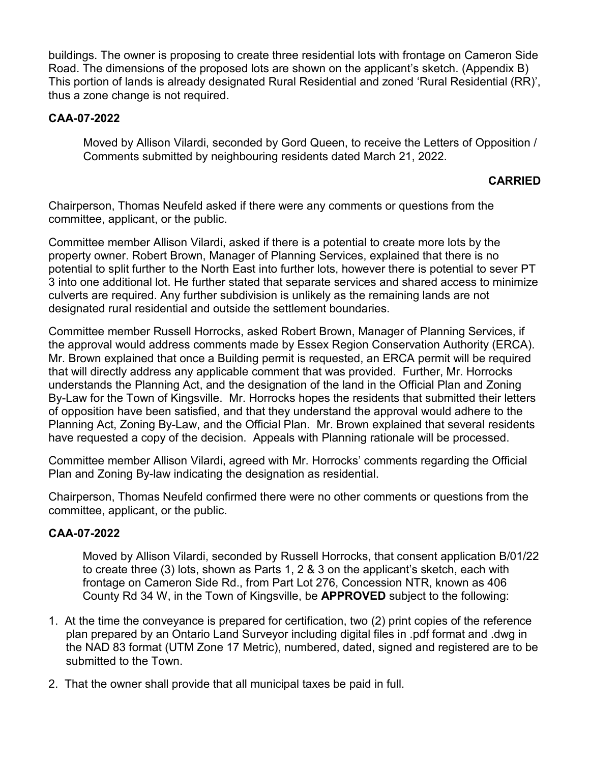buildings. The owner is proposing to create three residential lots with frontage on Cameron Side Road. The dimensions of the proposed lots are shown on the applicant's sketch. (Appendix B) This portion of lands is already designated Rural Residential and zoned 'Rural Residential (RR)', thus a zone change is not required.

**CAA-07-2022**

Moved by Allison Vilardi, seconded by Gord Queen, to receive the Letters of Opposition / Comments submitted by neighbouring residents dated March 21, 2022.

**CARRIED**

Chairperson, Thomas Neufeld asked if there were any comments or questions from the committee, applicant, or the public.

Committee member Allison Vilardi, asked if there is a potential to create more lots by the property owner. Robert Brown, Manager of Planning Services, explained that there is no potential to split further to the North East into further lots, however there is potential to sever PT 3 into one additional lot. He further stated that separate services and shared access to minimize culverts are required. Any further subdivision is unlikely as the remaining lands are not designated rural residential and outside the settlement boundaries.

Committee member Russell Horrocks, asked Robert Brown, Manager of Planning Services, if the approval would address comments made by Essex Region Conservation Authority (ERCA). Mr. Brown explained that once a Building permit is requested, an ERCA permit will be required that will directly address any applicable comment that was provided. Further, Mr. Horrocks understands the Planning Act, and the designation of the land in the Official Plan and Zoning By-Law for the Town of Kingsville. Mr. Horrocks hopes the residents that submitted their letters of opposition have been satisfied, and that they understand the approval would adhere to the Planning Act, Zoning By-Law, and the Official Plan. Mr. Brown explained that several residents have requested a copy of the decision. Appeals with Planning rationale will be processed.

Committee member Allison Vilardi, agreed with Mr. Horrocks' comments regarding the Official Plan and Zoning By-law indicating the designation as residential.

Chairperson, Thomas Neufeld confirmed there were no other comments or questions from the committee, applicant, or the public.

**CAA-07-2022**

Moved by Allison Vilardi, seconded by Russell Horrocks, that consent application B/01/22 to create three (3) lots, shown as Parts 1, 2 & 3 on the applicant's sketch, each with frontage on Cameron Side Rd., from Part Lot 276, Concession NTR, known as 406 County Rd 34 W, in the Town of Kingsville, be **APPROVED** subject to the following:

1. At the time the conveyance is prepared for certification, two (2) print copies of the reference plan prepared by an Ontario Land Surveyor including digital files in .pdf format and .dwg in the NAD 83 format (UTM Zone 17 Metric), numbered, dated, signed and registered are to be submitted to the Town.
2. That the owner shall provide that all municipal taxes be paid in full.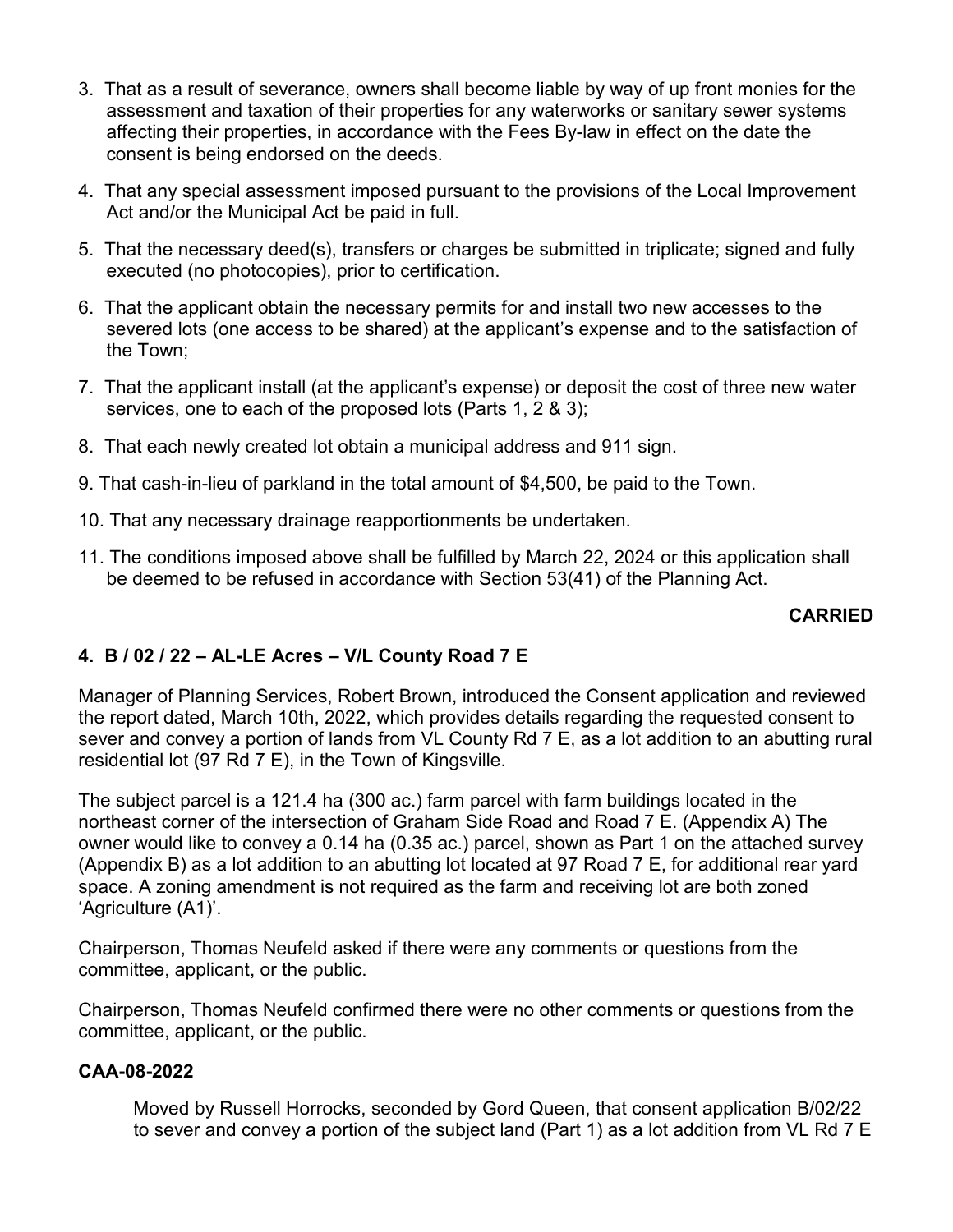3. That as a result of severance, owners shall become liable by way of up front monies for the assessment and taxation of their properties for any waterworks or sanitary sewer systems affecting their properties, in accordance with the Fees By-law in effect on the date the consent is being endorsed on the deeds.

4. That any special assessment imposed pursuant to the provisions of the Local Improvement Act and/or the Municipal Act be paid in full.

5. That the necessary deed(s), transfers or charges be submitted in triplicate; signed and fully executed (no photocopies), prior to certification.

6. That the applicant obtain the necessary permits for and install two new accesses to the severed lots (one access to be shared) at the applicant's expense and to the satisfaction of the Town;

7. That the applicant install (at the applicant's expense) or deposit the cost of three new water services, one to each of the proposed lots (Parts 1, 2 & 3);

8. That each newly created lot obtain a municipal address and 911 sign.

9. That cash-in-lieu of parkland in the total amount of $4,500, be paid to the Town.

10. That any necessary drainage reapportionments be undertaken.

11. The conditions imposed above shall be fulfilled by March 22, 2024 or this application shall be deemed to be refused in accordance with Section 53(41) of the Planning Act.

**CARRIED**

## 4. B / 02 / 22 – AL-LE Acres – V/L County Road 7 E

Manager of Planning Services, Robert Brown, introduced the Consent application and reviewed the report dated, March 10th, 2022, which provides details regarding the requested consent to sever and convey a portion of lands from VL County Rd 7 E, as a lot addition to an abutting rural residential lot (97 Rd 7 E), in the Town of Kingsville.

The subject parcel is a 121.4 ha (300 ac.) farm parcel with farm buildings located in the northeast corner of the intersection of Graham Side Road and Road 7 E. (Appendix A) The owner would like to convey a 0.14 ha (0.35 ac.) parcel, shown as Part 1 on the attached survey (Appendix B) as a lot addition to an abutting lot located at 97 Road 7 E, for additional rear yard space. A zoning amendment is not required as the farm and receiving lot are both zoned 'Agriculture (A1)'.

Chairperson, Thomas Neufeld asked if there were any comments or questions from the committee, applicant, or the public.

Chairperson, Thomas Neufeld confirmed there were no other comments or questions from the committee, applicant, or the public.

### CAA-08-2022

Moved by Russell Horrocks, seconded by Gord Queen, that consent application B/02/22 to sever and convey a portion of the subject land (Part 1) as a lot addition from VL Rd 7 E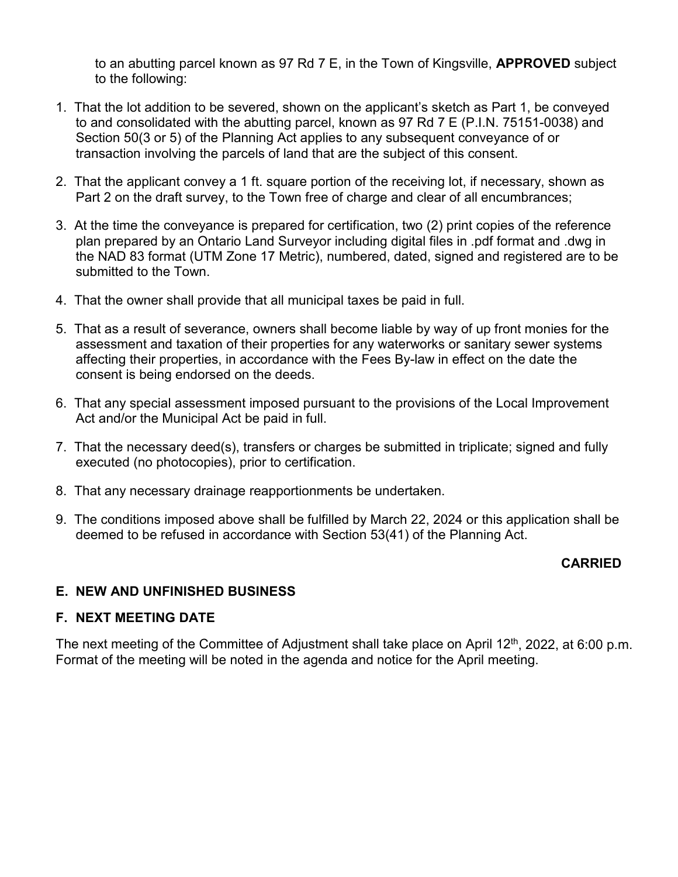to an abutting parcel known as 97 Rd 7 E, in the Town of Kingsville, **APPROVED** subject to the following:

1. That the lot addition to be severed, shown on the applicant's sketch as Part 1, be conveyed to and consolidated with the abutting parcel, known as 97 Rd 7 E (P.I.N. 75151-0038) and Section 50(3 or 5) of the Planning Act applies to any subsequent conveyance of or transaction involving the parcels of land that are the subject of this consent.
2. That the applicant convey a 1 ft. square portion of the receiving lot, if necessary, shown as Part 2 on the draft survey, to the Town free of charge and clear of all encumbrances;
3. At the time the conveyance is prepared for certification, two (2) print copies of the reference plan prepared by an Ontario Land Surveyor including digital files in .pdf format and .dwg in the NAD 83 format (UTM Zone 17 Metric), numbered, dated, signed and registered are to be submitted to the Town.
4. That the owner shall provide that all municipal taxes be paid in full.
5. That as a result of severance, owners shall become liable by way of up front monies for the assessment and taxation of their properties for any waterworks or sanitary sewer systems affecting their properties, in accordance with the Fees By-law in effect on the date the consent is being endorsed on the deeds.
6. That any special assessment imposed pursuant to the provisions of the Local Improvement Act and/or the Municipal Act be paid in full.
7. That the necessary deed(s), transfers or charges be submitted in triplicate; signed and fully executed (no photocopies), prior to certification.
8. That any necessary drainage reapportionments be undertaken.
9. The conditions imposed above shall be fulfilled by March 22, 2024 or this application shall be deemed to be refused in accordance with Section 53(41) of the Planning Act.

**CARRIED**

## E. NEW AND UNFINISHED BUSINESS

## F. NEXT MEETING DATE

The next meeting of the Committee of Adjustment shall take place on April 12th, 2022, at 6:00 p.m. Format of the meeting will be noted in the agenda and notice for the April meeting.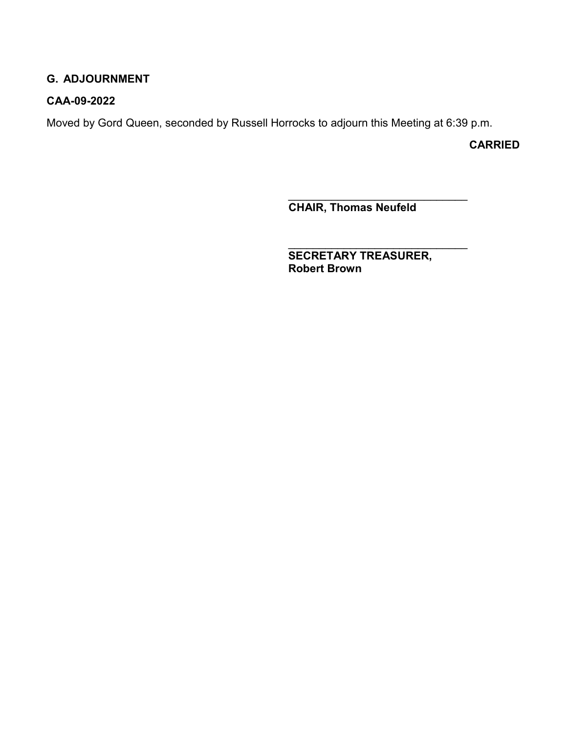## G. ADJOURNMENT

**CAA-09-2022**

Moved by Gord Queen, seconded by Russell Horrocks to adjourn this Meeting at 6:39 p.m.

**CARRIED**

\_\_\_\_\_\_\_\_\_\_\_\_\_\_\_\_\_\_\_\_\_\_\_\_\_\_\_\_\_\_\_\_
**CHAIR, Thomas Neufeld**

\_\_\_\_\_\_\_\_\_\_\_\_\_\_\_\_\_\_\_\_\_\_\_\_\_\_\_\_\_\_\_\_
**SECRETARY TREASURER,**
**Robert Brown**